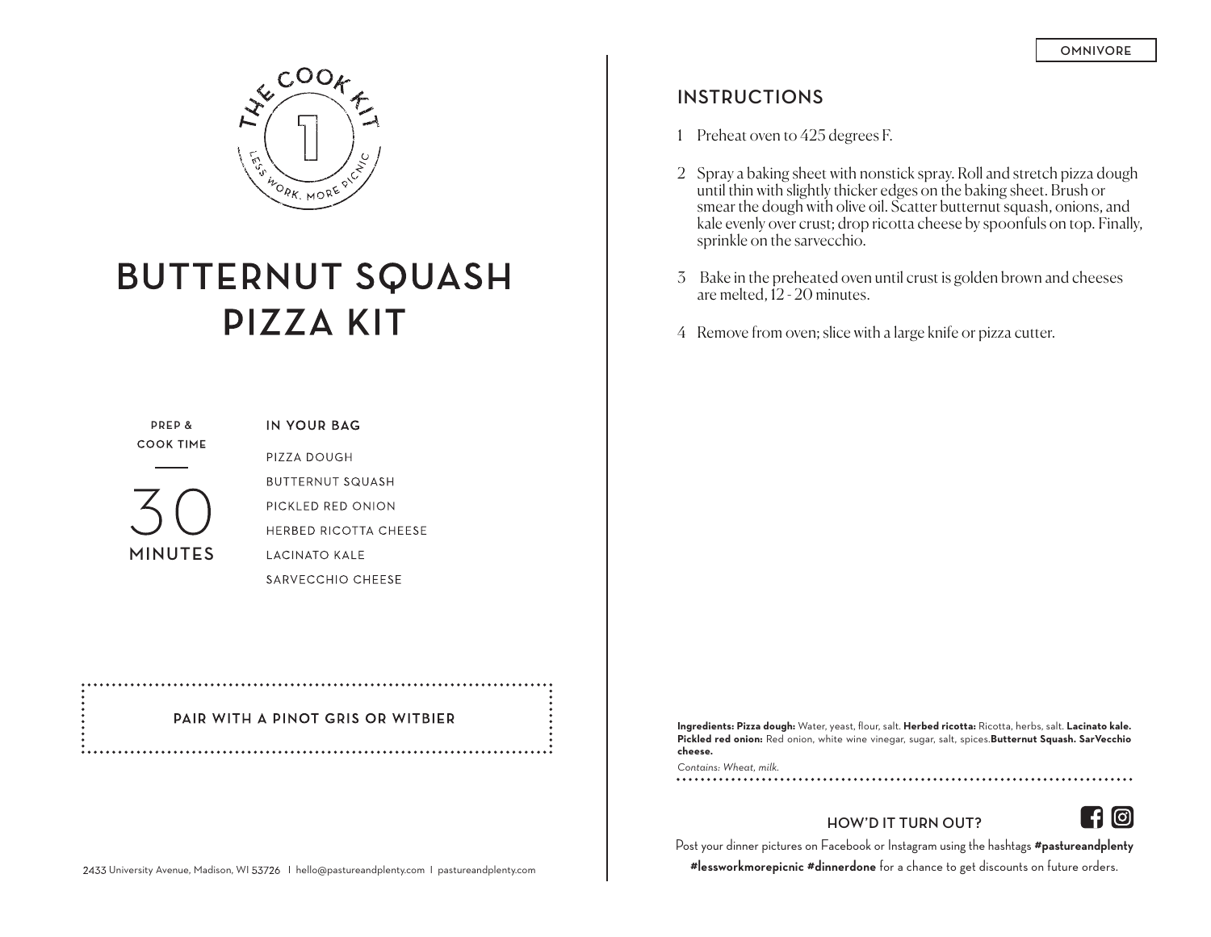THE COOK KIT

1

LESS WORK. MORE PICNIC

# BUTTERNUT SQUASH PIZZA KIT

**PREP & COOK TIME**

30 **MINUTES**

**IN YOUR BAG**

- PIZZA DOUGH
- BUTTERNUT SQUASH
- PICKLED RED ONION
- HERBED RICOTTA CHEESE
- LACINATO KALE
- SARVECCHIO CHEESE

**PAIR WITH A PINOT GRIS OR WITBIER**

2433 University Avenue, Madison, WI 53726 | hello@pastureandplenty.com | pastureandplenty.com

OMNIVORE

## INSTRUCTIONS

1. Preheat oven to 425 degrees F.
2. Spray a baking sheet with nonstick spray. Roll and stretch pizza dough until thin with slightly thicker edges on the baking sheet. Brush or smear the dough with olive oil. Scatter butternut squash, onions, and kale evenly over crust; drop ricotta cheese by spoonfuls on top. Finally, sprinkle on the sarvecchio.
3. Bake in the preheated oven until crust is golden brown and cheeses are melted, 12 - 20 minutes.
4. Remove from oven; slice with a large knife or pizza cutter.

**Ingredients: Pizza dough:** Water, yeast, flour, salt. **Herbed ricotta:** Ricotta, herbs, salt. **Lacinato kale. Pickled red onion:** Red onion, white wine vinegar, sugar, salt, spices. **Butternut Squash. SarVecchio cheese.**

*Contains: Wheat, milk.*

**HOW'D IT TURN OUT?**

Post your dinner pictures on Facebook or Instagram using the hashtags **#pastureandplenty #lessworkmorepicnic #dinnerdone** for a chance to get discounts on future orders.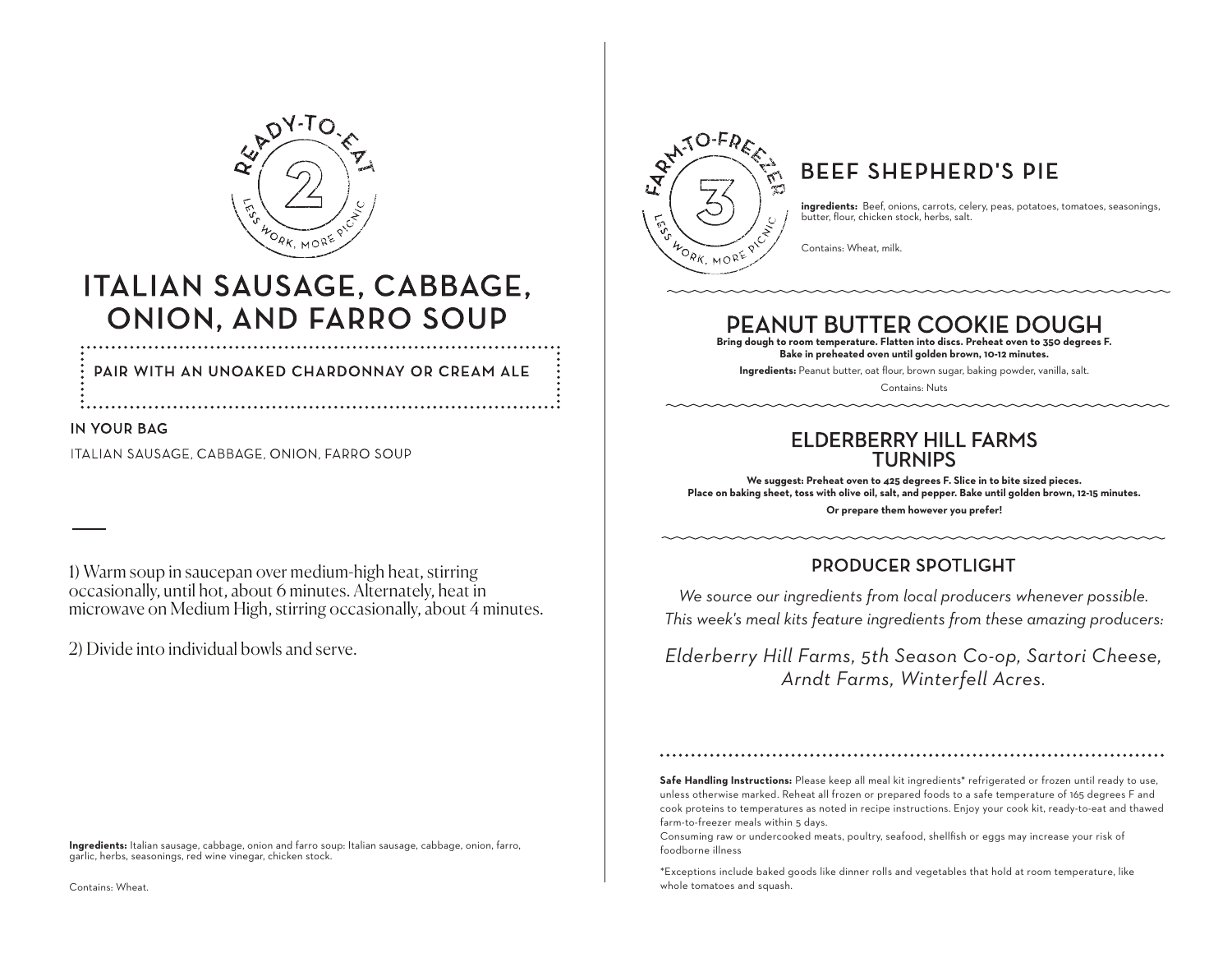READY-TO-EAT

2

LESS WORK, MORE PICNIC

# ITALIAN SAUSAGE, CABBAGE, ONION, AND FARRO SOUP

**PAIR WITH AN UNOAKED CHARDONNAY OR CREAM ALE**

### IN YOUR BAG

ITALIAN SAUSAGE, CABBAGE, ONION, FARRO SOUP

1) Warm soup in saucepan over medium-high heat, stirring occasionally, until hot, about 6 minutes. Alternately, heat in microwave on Medium High, stirring occasionally, about 4 minutes.

2) Divide into individual bowls and serve.

**Ingredients:** Italian sausage, cabbage, onion and farro soup: Italian sausage, cabbage, onion, farro, garlic, herbs, seasonings, red wine vinegar, chicken stock.

Contains: Wheat.

FARM-TO-FREEZER

3

LESS WORK, MORE PICNIC

## BEEF SHEPHERD'S PIE

**ingredients:** Beef, onions, carrots, celery, peas, potatoes, tomatoes, seasonings, butter, flour, chicken stock, herbs, salt.

Contains: Wheat, milk.

## PEANUT BUTTER COOKIE DOUGH

**Bring dough to room temperature. Flatten into discs. Preheat oven to 350 degrees F. Bake in preheated oven until golden brown, 10-12 minutes.**

**Ingredients:** Peanut butter, oat flour, brown sugar, baking powder, vanilla, salt.

Contains: Nuts

## ELDERBERRY HILL FARMS TURNIPS

**We suggest: Preheat oven to 425 degrees F. Slice in to bite sized pieces. Place on baking sheet, toss with olive oil, salt, and pepper. Bake until golden brown, 12-15 minutes.**

**Or prepare them however you prefer!**

## PRODUCER SPOTLIGHT

*We source our ingredients from local producers whenever possible. This week's meal kits feature ingredients from these amazing producers:*

*Elderberry Hill Farms, 5th Season Co-op, Sartori Cheese, Arndt Farms, Winterfell Acres.*

**Safe Handling Instructions:** Please keep all meal kit ingredients* refrigerated or frozen until ready to use, unless otherwise marked. Reheat all frozen or prepared foods to a safe temperature of 165 degrees F and cook proteins to temperatures as noted in recipe instructions. Enjoy your cook kit, ready-to-eat and thawed farm-to-freezer meals within 5 days.

Consuming raw or undercooked meats, poultry, seafood, shellfish or eggs may increase your risk of foodborne illness

*Exceptions include baked goods like dinner rolls and vegetables that hold at room temperature, like whole tomatoes and squash.